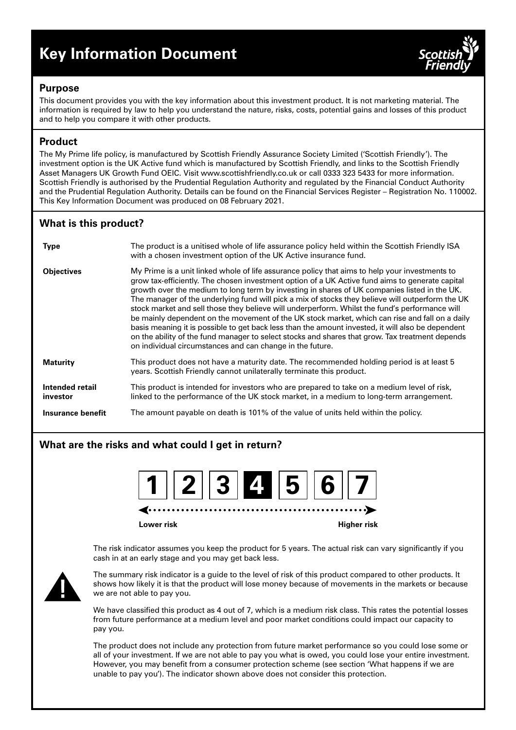# Key Information Document

## Purpose

This document provides you with the key information about this investment product. It is not marketing material. The information is required by law to help you understand the nature, risks, costs, potential gains and losses of this product and to help you compare it with other products.

## Product

The My Prime life policy, is manufactured by Scottish Friendly Assurance Society Limited ('Scottish Friendly'). The investment option is the UK Active fund which is manufactured by Scottish Friendly, and links to the Scottish Friendly Asset Managers UK Growth Fund OEIC. Visit www.scottishfriendly.co.uk or call 0333 323 5433 for more information. Scottish Friendly is authorised by the Prudential Regulation Authority and regulated by the Financial Conduct Authority and the Prudential Regulation Authority. Details can be found on the Financial Services Register – Registration No. 110002. This Key Information Document was produced on 08 February 2021.

## What is this product?

| | |
|---|---|
| **Type** | The product is a unitised whole of life assurance policy held within the Scottish Friendly ISA with a chosen investment option of the UK Active insurance fund. |
| **Objectives** | My Prime is a unit linked whole of life assurance policy that aims to help your investments to grow tax-efficiently. The chosen investment option of a UK Active fund aims to generate capital growth over the medium to long term by investing in shares of UK companies listed in the UK. The manager of the underlying fund will pick a mix of stocks they believe will outperform the UK stock market and sell those they believe will underperform. Whilst the fund's performance will be mainly dependent on the movement of the UK stock market, which can rise and fall on a daily basis meaning it is possible to get back less than the amount invested, it will also be dependent on the ability of the fund manager to select stocks and shares that grow. Tax treatment depends on individual circumstances and can change in the future. |
| **Maturity** | This product does not have a maturity date. The recommended holding period is at least 5 years. Scottish Friendly cannot unilaterally terminate this product. |
| **Intended retail investor** | This product is intended for investors who are prepared to take on a medium level of risk, linked to the performance of the UK stock market, in a medium to long-term arrangement. |
| **Insurance benefit** | The amount payable on death is 101% of the value of units held within the policy. |

## What are the risks and what could I get in return?

1 | 2 | 3 | **4** | 5 | 6 | 7

Lower risk ← → Higher risk

The risk indicator assumes you keep the product for 5 years. The actual risk can vary significantly if you cash in at an early stage and you may get back less.

The summary risk indicator is a guide to the level of risk of this product compared to other products. It shows how likely it is that the product will lose money because of movements in the markets or because we are not able to pay you.

We have classified this product as 4 out of 7, which is a medium risk class. This rates the potential losses from future performance at a medium level and poor market conditions could impact our capacity to pay you.

The product does not include any protection from future market performance so you could lose some or all of your investment. If we are not able to pay you what is owed, you could lose your entire investment. However, you may benefit from a consumer protection scheme (see section 'What happens if we are unable to pay you'). The indicator shown above does not consider this protection.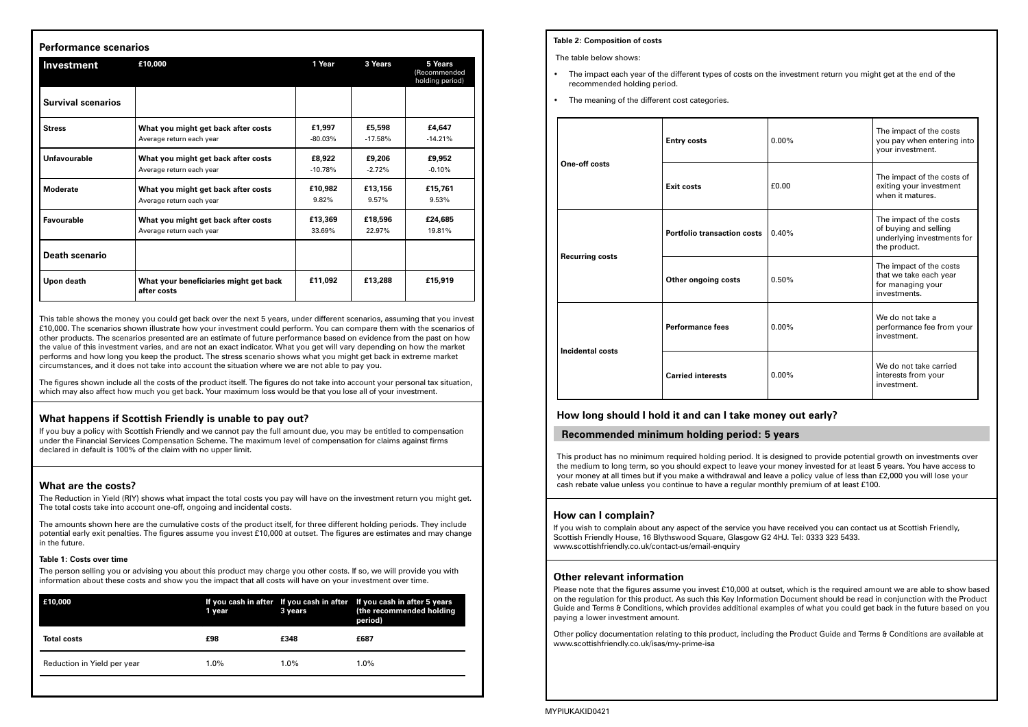## Performance scenarios

| Investment | £10,000 | 1 Year | 3 Years | 5 Years (Recommended holding period) |
|---|---|---|---|---|
| **Survival scenarios** | | | | |
| **Stress** | What you might get back after costs | £1,997 | £5,598 | £4,647 |
| | Average return each year | -80.03% | -17.58% | -14.21% |
| **Unfavourable** | What you might get back after costs | £8,922 | £9,206 | £9,952 |
| | Average return each year | -10.78% | -2.72% | -0.10% |
| **Moderate** | What you might get back after costs | £10,982 | £13,156 | £15,761 |
| | Average return each year | 9.82% | 9.57% | 9.53% |
| **Favourable** | What you might get back after costs | £13,369 | £18,596 | £24,685 |
| | Average return each year | 33.69% | 22.97% | 19.81% |
| **Death scenario** | | | | |
| **Upon death** | What your beneficiaries might get back after costs | £11,092 | £13,288 | £15,919 |

This table shows the money you could get back over the next 5 years, under different scenarios, assuming that you invest £10,000. The scenarios shown illustrate how your investment could perform. You can compare them with the scenarios of other products. The scenarios presented are an estimate of future performance based on evidence from the past on how the value of this investment varies, and are not an exact indicator. What you get will vary depending on how the market performs and how long you keep the product. The stress scenario shows what you might get back in extreme market circumstances, and it does not take into account the situation where we are not able to pay you.

The figures shown include all the costs of the product itself. The figures do not take into account your personal tax situation, which may also affect how much you get back. Your maximum loss would be that you lose all of your investment.

## What happens if Scottish Friendly is unable to pay out?

If you buy a policy with Scottish Friendly and we cannot pay the full amount due, you may be entitled to compensation under the Financial Services Compensation Scheme. The maximum level of compensation for claims against firms declared in default is 100% of the claim with no upper limit.

## What are the costs?

The Reduction in Yield (RIY) shows what impact the total costs you pay will have on the investment return you might get. The total costs take into account one-off, ongoing and incidental costs.

The amounts shown here are the cumulative costs of the product itself, for three different holding periods. They include potential early exit penalties. The figures assume you invest £10,000 at outset. The figures are estimates and may change in the future.

**Table 1: Costs over time**

The person selling you or advising you about this product may charge you other costs. If so, we will provide you with information about these costs and show you the impact that all costs will have on your investment over time.

| £10,000 | If you cash in after 1 year | If you cash in after 3 years | If you cash in after 5 years (the recommended holding period) |
|---|---|---|---|
| **Total costs** | £98 | £348 | £687 |
| Reduction in Yield per year | 1.0% | 1.0% | 1.0% |

**Table 2: Composition of costs**

The table below shows:

- The impact each year of the different types of costs on the investment return you might get at the end of the recommended holding period.
- The meaning of the different cost categories.

| | | | |
|---|---|---|---|
| **One-off costs** | **Entry costs** | 0.00% | The impact of the costs you pay when entering into your investment. |
| | **Exit costs** | £0.00 | The impact of the costs of exiting your investment when it matures. |
| **Recurring costs** | **Portfolio transaction costs** | 0.40% | The impact of the costs of buying and selling underlying investments for the product. |
| | **Other ongoing costs** | 0.50% | The impact of the costs that we take each year for managing your investments. |
| **Incidental costs** | **Performance fees** | 0.00% | We do not take a performance fee from your investment. |
| | **Carried interests** | 0.00% | We do not take carried interests from your investment. |

## How long should I hold it and can I take money out early?

**Recommended minimum holding period: 5 years**

This product has no minimum required holding period. It is designed to provide potential growth on investments over the medium to long term, so you should expect to leave your money invested for at least 5 years. You have access to your money at all times but if you make a withdrawal and leave a policy value of less than £2,000 you will lose your cash rebate value unless you continue to have a regular monthly premium of at least £100.

## How can I complain?

If you wish to complain about any aspect of the service you have received you can contact us at Scottish Friendly, Scottish Friendly House, 16 Blythswood Square, Glasgow G2 4HJ. Tel: 0333 323 5433. www.scottishfriendly.co.uk/contact-us/email-enquiry

## Other relevant information

Please note that the figures assume you invest £10,000 at outset, which is the required amount we are able to show based on the regulation for this product. As such this Key Information Document should be read in conjunction with the Product Guide and Terms & Conditions, which provides additional examples of what you could get back in the future based on you paying a lower investment amount.

Other policy documentation relating to this product, including the Product Guide and Terms & Conditions are available at www.scottishfriendly.co.uk/isas/my-prime-isa

MYPIUKAKID0421